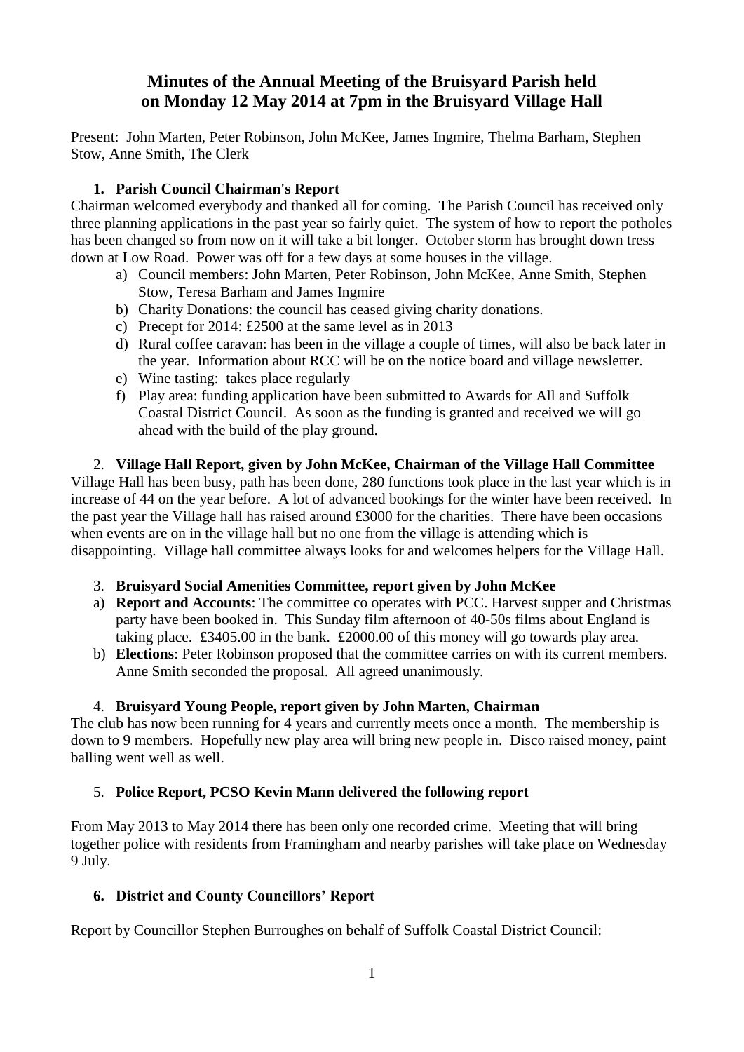# Minutes of the Annual Meeting of the Bruisyard Parish held on Monday 12 May 2014 at 7pm in the Bruisyard Village Hall

Present: John Marten, Peter Robinson, John McKee, James Ingmire, Thelma Barham, Stephen Stow, Anne Smith, The Clerk

### 1. Parish Council Chairman's Report

Chairman welcomed everybody and thanked all for coming. The Parish Council has received only three planning applications in the past year so fairly quiet. The system of how to report the potholes has been changed so from now on it will take a bit longer. October storm has brought down tress down at Low Road. Power was off for a few days at some houses in the village.

a) Council members: John Marten, Peter Robinson, John McKee, Anne Smith, Stephen Stow, Teresa Barham and James Ingmire
b) Charity Donations: the council has ceased giving charity donations.
c) Precept for 2014: £2500 at the same level as in 2013
d) Rural coffee caravan: has been in the village a couple of times, will also be back later in the year. Information about RCC will be on the notice board and village newsletter.
e) Wine tasting: takes place regularly
f) Play area: funding application have been submitted to Awards for All and Suffolk Coastal District Council. As soon as the funding is granted and received we will go ahead with the build of the play ground.

### 2. Village Hall Report, given by John McKee, Chairman of the Village Hall Committee

Village Hall has been busy, path has been done, 280 functions took place in the last year which is in increase of 44 on the year before. A lot of advanced bookings for the winter have been received. In the past year the Village hall has raised around £3000 for the charities. There have been occasions when events are on in the village hall but no one from the village is attending which is disappointing. Village hall committee always looks for and welcomes helpers for the Village Hall.

### 3. Bruisyard Social Amenities Committee, report given by John McKee

a) **Report and Accounts**: The committee co operates with PCC. Harvest supper and Christmas party have been booked in. This Sunday film afternoon of 40-50s films about England is taking place. £3405.00 in the bank. £2000.00 of this money will go towards play area.
b) **Elections**: Peter Robinson proposed that the committee carries on with its current members. Anne Smith seconded the proposal. All agreed unanimously.

### 4. Bruisyard Young People, report given by John Marten, Chairman

The club has now been running for 4 years and currently meets once a month. The membership is down to 9 members. Hopefully new play area will bring new people in. Disco raised money, paint balling went well as well.

### 5. Police Report, PCSO Kevin Mann delivered the following report

From May 2013 to May 2014 there has been only one recorded crime. Meeting that will bring together police with residents from Framingham and nearby parishes will take place on Wednesday 9 July.

### 6. District and County Councillors' Report

Report by Councillor Stephen Burroughes on behalf of Suffolk Coastal District Council: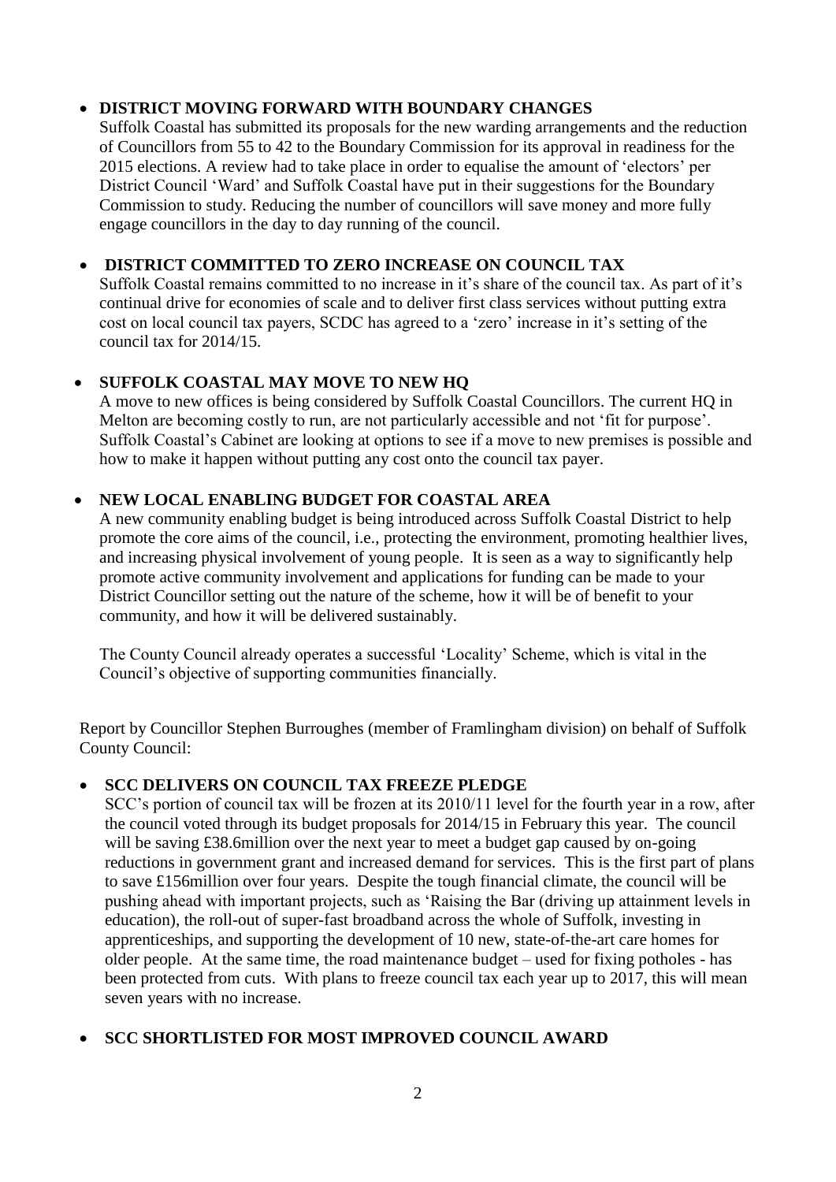- **DISTRICT MOVING FORWARD WITH BOUNDARY CHANGES**
  Suffolk Coastal has submitted its proposals for the new warding arrangements and the reduction of Councillors from 55 to 42 to the Boundary Commission for its approval in readiness for the 2015 elections. A review had to take place in order to equalise the amount of 'electors' per District Council 'Ward' and Suffolk Coastal have put in their suggestions for the Boundary Commission to study. Reducing the number of councillors will save money and more fully engage councillors in the day to day running of the council.

- **DISTRICT COMMITTED TO ZERO INCREASE ON COUNCIL TAX**
  Suffolk Coastal remains committed to no increase in it's share of the council tax. As part of it's continual drive for economies of scale and to deliver first class services without putting extra cost on local council tax payers, SCDC has agreed to a 'zero' increase in it's setting of the council tax for 2014/15.

- **SUFFOLK COASTAL MAY MOVE TO NEW HQ**
  A move to new offices is being considered by Suffolk Coastal Councillors. The current HQ in Melton are becoming costly to run, are not particularly accessible and not 'fit for purpose'. Suffolk Coastal's Cabinet are looking at options to see if a move to new premises is possible and how to make it happen without putting any cost onto the council tax payer.

- **NEW LOCAL ENABLING BUDGET FOR COASTAL AREA**
  A new community enabling budget is being introduced across Suffolk Coastal District to help promote the core aims of the council, i.e., protecting the environment, promoting healthier lives, and increasing physical involvement of young people. It is seen as a way to significantly help promote active community involvement and applications for funding can be made to your District Councillor setting out the nature of the scheme, how it will be of benefit to your community, and how it will be delivered sustainably.

  The County Council already operates a successful 'Locality' Scheme, which is vital in the Council's objective of supporting communities financially.

Report by Councillor Stephen Burroughes (member of Framlingham division) on behalf of Suffolk County Council:

- **SCC DELIVERS ON COUNCIL TAX FREEZE PLEDGE**
  SCC's portion of council tax will be frozen at its 2010/11 level for the fourth year in a row, after the council voted through its budget proposals for 2014/15 in February this year. The council will be saving £38.6million over the next year to meet a budget gap caused by on-going reductions in government grant and increased demand for services. This is the first part of plans to save £156million over four years. Despite the tough financial climate, the council will be pushing ahead with important projects, such as 'Raising the Bar (driving up attainment levels in education), the roll-out of super-fast broadband across the whole of Suffolk, investing in apprenticeships, and supporting the development of 10 new, state-of-the-art care homes for older people. At the same time, the road maintenance budget – used for fixing potholes - has been protected from cuts. With plans to freeze council tax each year up to 2017, this will mean seven years with no increase.

- **SCC SHORTLISTED FOR MOST IMPROVED COUNCIL AWARD**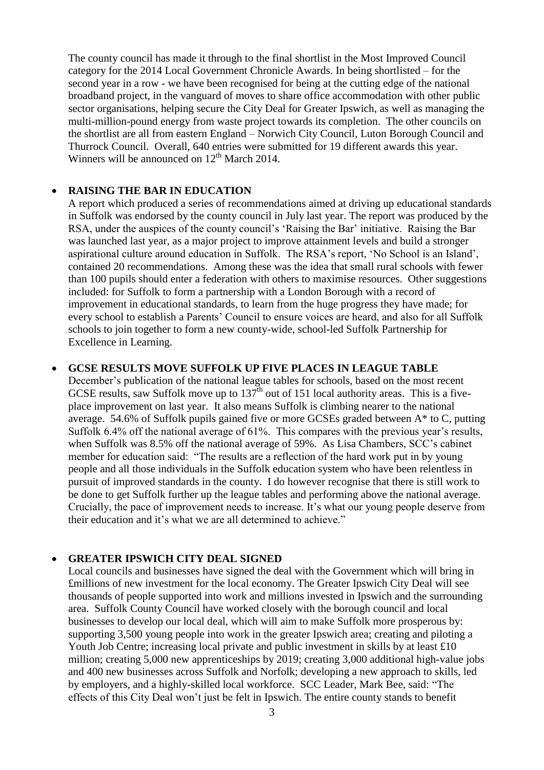The county council has made it through to the final shortlist in the Most Improved Council category for the 2014 Local Government Chronicle Awards. In being shortlisted – for the second year in a row - we have been recognised for being at the cutting edge of the national broadband project, in the vanguard of moves to share office accommodation with other public sector organisations, helping secure the City Deal for Greater Ipswich, as well as managing the multi-million-pound energy from waste project towards its completion. The other councils on the shortlist are all from eastern England – Norwich City Council, Luton Borough Council and Thurrock Council. Overall, 640 entries were submitted for 19 different awards this year. Winners will be announced on 12th March 2014.

- **RAISING THE BAR IN EDUCATION**
  A report which produced a series of recommendations aimed at driving up educational standards in Suffolk was endorsed by the county council in July last year. The report was produced by the RSA, under the auspices of the county council's 'Raising the Bar' initiative. Raising the Bar was launched last year, as a major project to improve attainment levels and build a stronger aspirational culture around education in Suffolk. The RSA's report, 'No School is an Island', contained 20 recommendations. Among these was the idea that small rural schools with fewer than 100 pupils should enter a federation with others to maximise resources. Other suggestions included: for Suffolk to form a partnership with a London Borough with a record of improvement in educational standards, to learn from the huge progress they have made; for every school to establish a Parents' Council to ensure voices are heard, and also for all Suffolk schools to join together to form a new county-wide, school-led Suffolk Partnership for Excellence in Learning.

- **GCSE RESULTS MOVE SUFFOLK UP FIVE PLACES IN LEAGUE TABLE**
  December's publication of the national league tables for schools, based on the most recent GCSE results, saw Suffolk move up to 137th out of 151 local authority areas. This is a five-place improvement on last year. It also means Suffolk is climbing nearer to the national average. 54.6% of Suffolk pupils gained five or more GCSEs graded between A* to C, putting Suffolk 6.4% off the national average of 61%. This compares with the previous year's results, when Suffolk was 8.5% off the national average of 59%. As Lisa Chambers, SCC's cabinet member for education said: "The results are a reflection of the hard work put in by young people and all those individuals in the Suffolk education system who have been relentless in pursuit of improved standards in the county. I do however recognise that there is still work to be done to get Suffolk further up the league tables and performing above the national average. Crucially, the pace of improvement needs to increase. It's what our young people deserve from their education and it's what we are all determined to achieve."

- **GREATER IPSWICH CITY DEAL SIGNED**
  Local councils and businesses have signed the deal with the Government which will bring in £millions of new investment for the local economy. The Greater Ipswich City Deal will see thousands of people supported into work and millions invested in Ipswich and the surrounding area. Suffolk County Council have worked closely with the borough council and local businesses to develop our local deal, which will aim to make Suffolk more prosperous by: supporting 3,500 young people into work in the greater Ipswich area; creating and piloting a Youth Job Centre; increasing local private and public investment in skills by at least £10 million; creating 5,000 new apprenticeships by 2019; creating 3,000 additional high-value jobs and 400 new businesses across Suffolk and Norfolk; developing a new approach to skills, led by employers, and a highly-skilled local workforce. SCC Leader, Mark Bee, said: "The effects of this City Deal won't just be felt in Ipswich. The entire county stands to benefit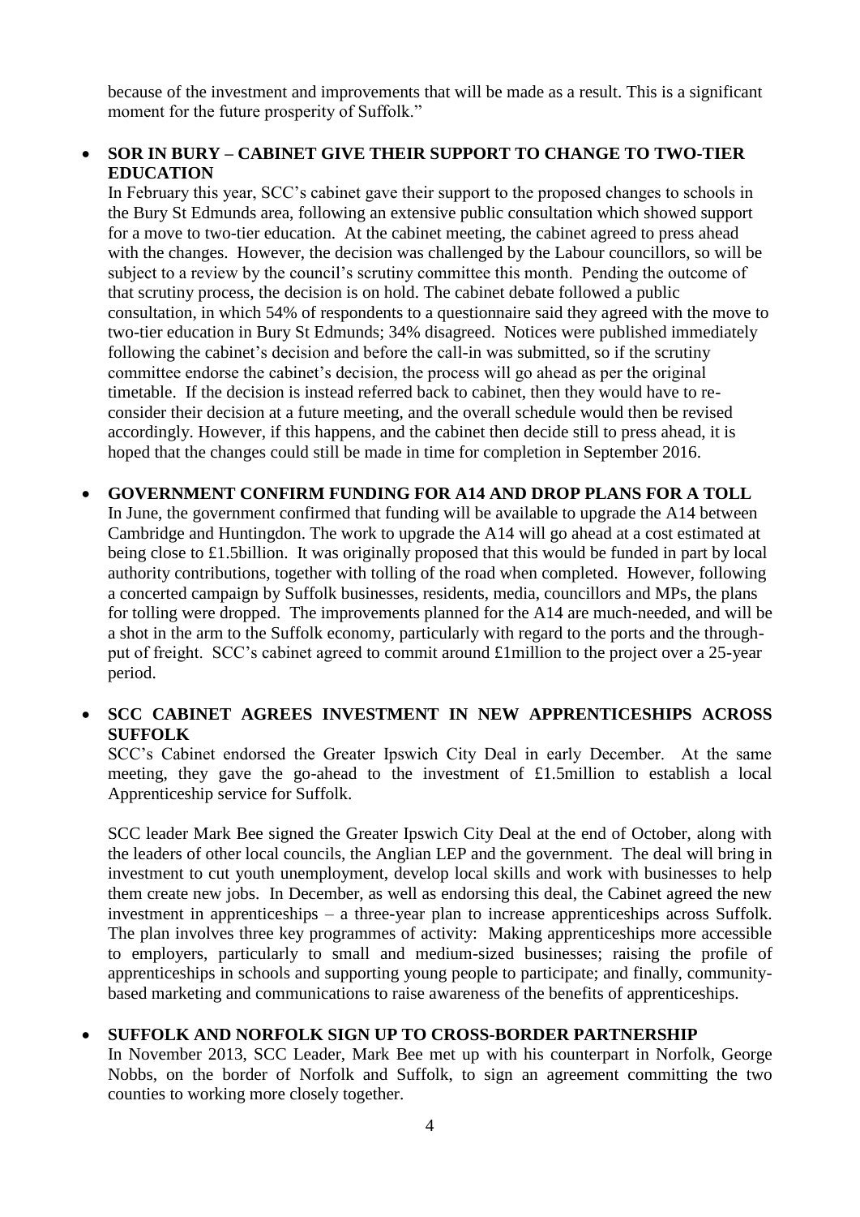because of the investment and improvements that will be made as a result. This is a significant moment for the future prosperity of Suffolk."

- **SOR IN BURY – CABINET GIVE THEIR SUPPORT TO CHANGE TO TWO-TIER EDUCATION**

  In February this year, SCC's cabinet gave their support to the proposed changes to schools in the Bury St Edmunds area, following an extensive public consultation which showed support for a move to two-tier education. At the cabinet meeting, the cabinet agreed to press ahead with the changes. However, the decision was challenged by the Labour councillors, so will be subject to a review by the council's scrutiny committee this month. Pending the outcome of that scrutiny process, the decision is on hold. The cabinet debate followed a public consultation, in which 54% of respondents to a questionnaire said they agreed with the move to two-tier education in Bury St Edmunds; 34% disagreed. Notices were published immediately following the cabinet's decision and before the call-in was submitted, so if the scrutiny committee endorse the cabinet's decision, the process will go ahead as per the original timetable. If the decision is instead referred back to cabinet, then they would have to re-consider their decision at a future meeting, and the overall schedule would then be revised accordingly. However, if this happens, and the cabinet then decide still to press ahead, it is hoped that the changes could still be made in time for completion in September 2016.

- **GOVERNMENT CONFIRM FUNDING FOR A14 AND DROP PLANS FOR A TOLL**

  In June, the government confirmed that funding will be available to upgrade the A14 between Cambridge and Huntingdon. The work to upgrade the A14 will go ahead at a cost estimated at being close to £1.5billion. It was originally proposed that this would be funded in part by local authority contributions, together with tolling of the road when completed. However, following a concerted campaign by Suffolk businesses, residents, media, councillors and MPs, the plans for tolling were dropped. The improvements planned for the A14 are much-needed, and will be a shot in the arm to the Suffolk economy, particularly with regard to the ports and the through-put of freight. SCC's cabinet agreed to commit around £1million to the project over a 25-year period.

- **SCC CABINET AGREES INVESTMENT IN NEW APPRENTICESHIPS ACROSS SUFFOLK**

  SCC's Cabinet endorsed the Greater Ipswich City Deal in early December. At the same meeting, they gave the go-ahead to the investment of £1.5million to establish a local Apprenticeship service for Suffolk.

  SCC leader Mark Bee signed the Greater Ipswich City Deal at the end of October, along with the leaders of other local councils, the Anglian LEP and the government. The deal will bring in investment to cut youth unemployment, develop local skills and work with businesses to help them create new jobs. In December, as well as endorsing this deal, the Cabinet agreed the new investment in apprenticeships – a three-year plan to increase apprenticeships across Suffolk. The plan involves three key programmes of activity: Making apprenticeships more accessible to employers, particularly to small and medium-sized businesses; raising the profile of apprenticeships in schools and supporting young people to participate; and finally, community-based marketing and communications to raise awareness of the benefits of apprenticeships.

- **SUFFOLK AND NORFOLK SIGN UP TO CROSS-BORDER PARTNERSHIP**

  In November 2013, SCC Leader, Mark Bee met up with his counterpart in Norfolk, George Nobbs, on the border of Norfolk and Suffolk, to sign an agreement committing the two counties to working more closely together.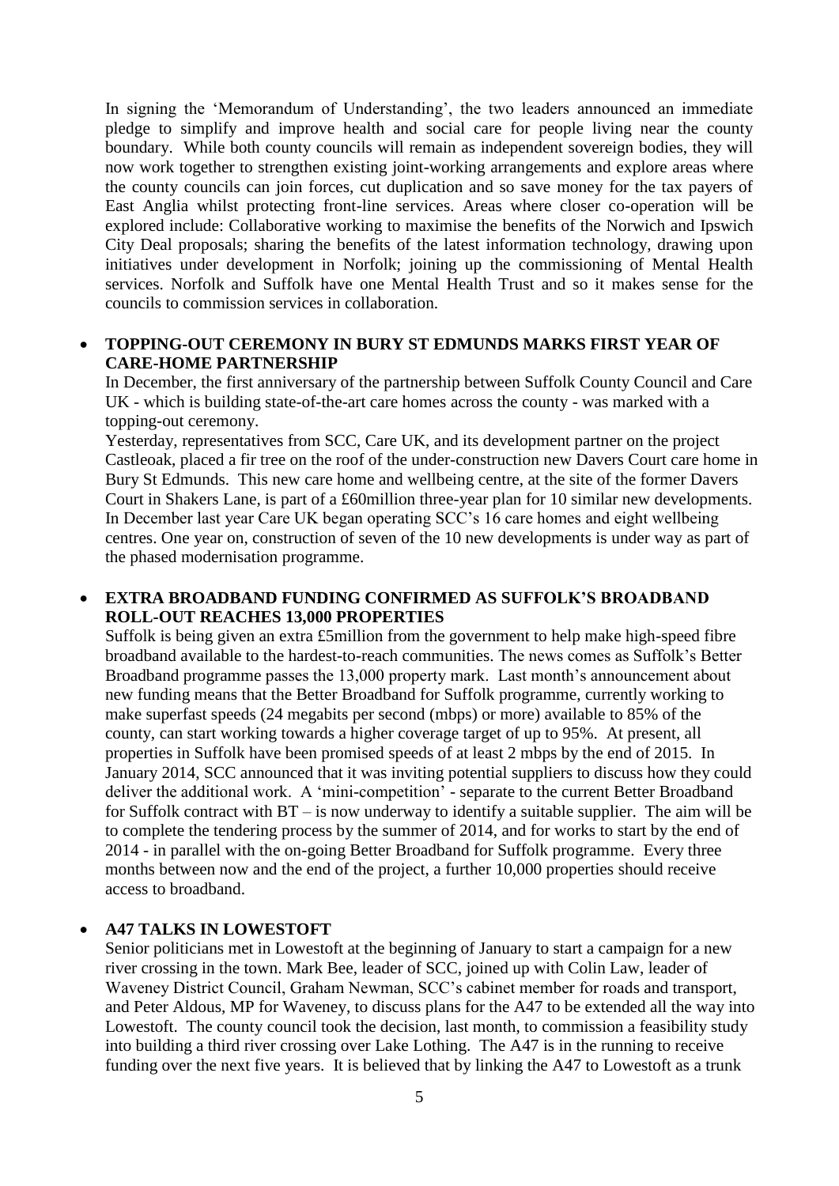In signing the 'Memorandum of Understanding', the two leaders announced an immediate pledge to simplify and improve health and social care for people living near the county boundary. While both county councils will remain as independent sovereign bodies, they will now work together to strengthen existing joint-working arrangements and explore areas where the county councils can join forces, cut duplication and so save money for the tax payers of East Anglia whilst protecting front-line services. Areas where closer co-operation will be explored include: Collaborative working to maximise the benefits of the Norwich and Ipswich City Deal proposals; sharing the benefits of the latest information technology, drawing upon initiatives under development in Norfolk; joining up the commissioning of Mental Health services. Norfolk and Suffolk have one Mental Health Trust and so it makes sense for the councils to commission services in collaboration.

- **TOPPING-OUT CEREMONY IN BURY ST EDMUNDS MARKS FIRST YEAR OF CARE-HOME PARTNERSHIP**

  In December, the first anniversary of the partnership between Suffolk County Council and Care UK - which is building state-of-the-art care homes across the county - was marked with a topping-out ceremony.

  Yesterday, representatives from SCC, Care UK, and its development partner on the project Castleoak, placed a fir tree on the roof of the under-construction new Davers Court care home in Bury St Edmunds. This new care home and wellbeing centre, at the site of the former Davers Court in Shakers Lane, is part of a £60million three-year plan for 10 similar new developments. In December last year Care UK began operating SCC's 16 care homes and eight wellbeing centres. One year on, construction of seven of the 10 new developments is under way as part of the phased modernisation programme.

- **EXTRA BROADBAND FUNDING CONFIRMED AS SUFFOLK'S BROADBAND ROLL-OUT REACHES 13,000 PROPERTIES**

  Suffolk is being given an extra £5million from the government to help make high-speed fibre broadband available to the hardest-to-reach communities. The news comes as Suffolk's Better Broadband programme passes the 13,000 property mark. Last month's announcement about new funding means that the Better Broadband for Suffolk programme, currently working to make superfast speeds (24 megabits per second (mbps) or more) available to 85% of the county, can start working towards a higher coverage target of up to 95%. At present, all properties in Suffolk have been promised speeds of at least 2 mbps by the end of 2015. In January 2014, SCC announced that it was inviting potential suppliers to discuss how they could deliver the additional work. A 'mini-competition' - separate to the current Better Broadband for Suffolk contract with BT – is now underway to identify a suitable supplier. The aim will be to complete the tendering process by the summer of 2014, and for works to start by the end of 2014 - in parallel with the on-going Better Broadband for Suffolk programme. Every three months between now and the end of the project, a further 10,000 properties should receive access to broadband.

- **A47 TALKS IN LOWESTOFT**

  Senior politicians met in Lowestoft at the beginning of January to start a campaign for a new river crossing in the town. Mark Bee, leader of SCC, joined up with Colin Law, leader of Waveney District Council, Graham Newman, SCC's cabinet member for roads and transport, and Peter Aldous, MP for Waveney, to discuss plans for the A47 to be extended all the way into Lowestoft. The county council took the decision, last month, to commission a feasibility study into building a third river crossing over Lake Lothing. The A47 is in the running to receive funding over the next five years. It is believed that by linking the A47 to Lowestoft as a trunk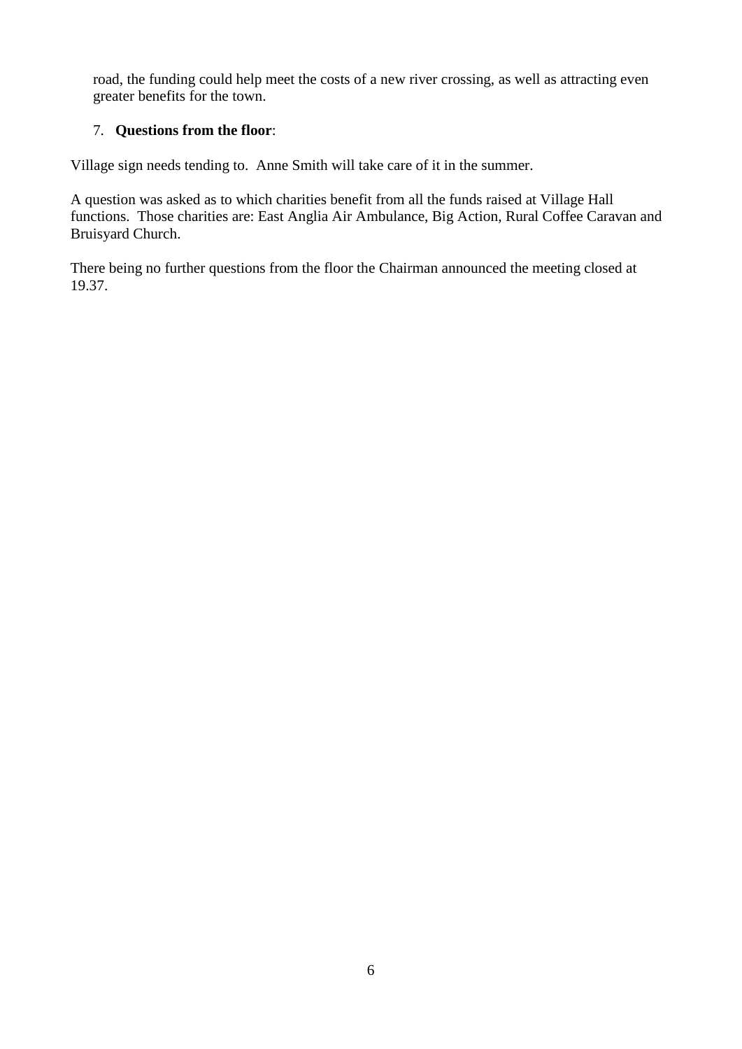road, the funding could help meet the costs of a new river crossing, as well as attracting even greater benefits for the town.

7. **Questions from the floor**:

Village sign needs tending to. Anne Smith will take care of it in the summer.

A question was asked as to which charities benefit from all the funds raised at Village Hall functions. Those charities are: East Anglia Air Ambulance, Big Action, Rural Coffee Caravan and Bruisyard Church.

There being no further questions from the floor the Chairman announced the meeting closed at 19.37.